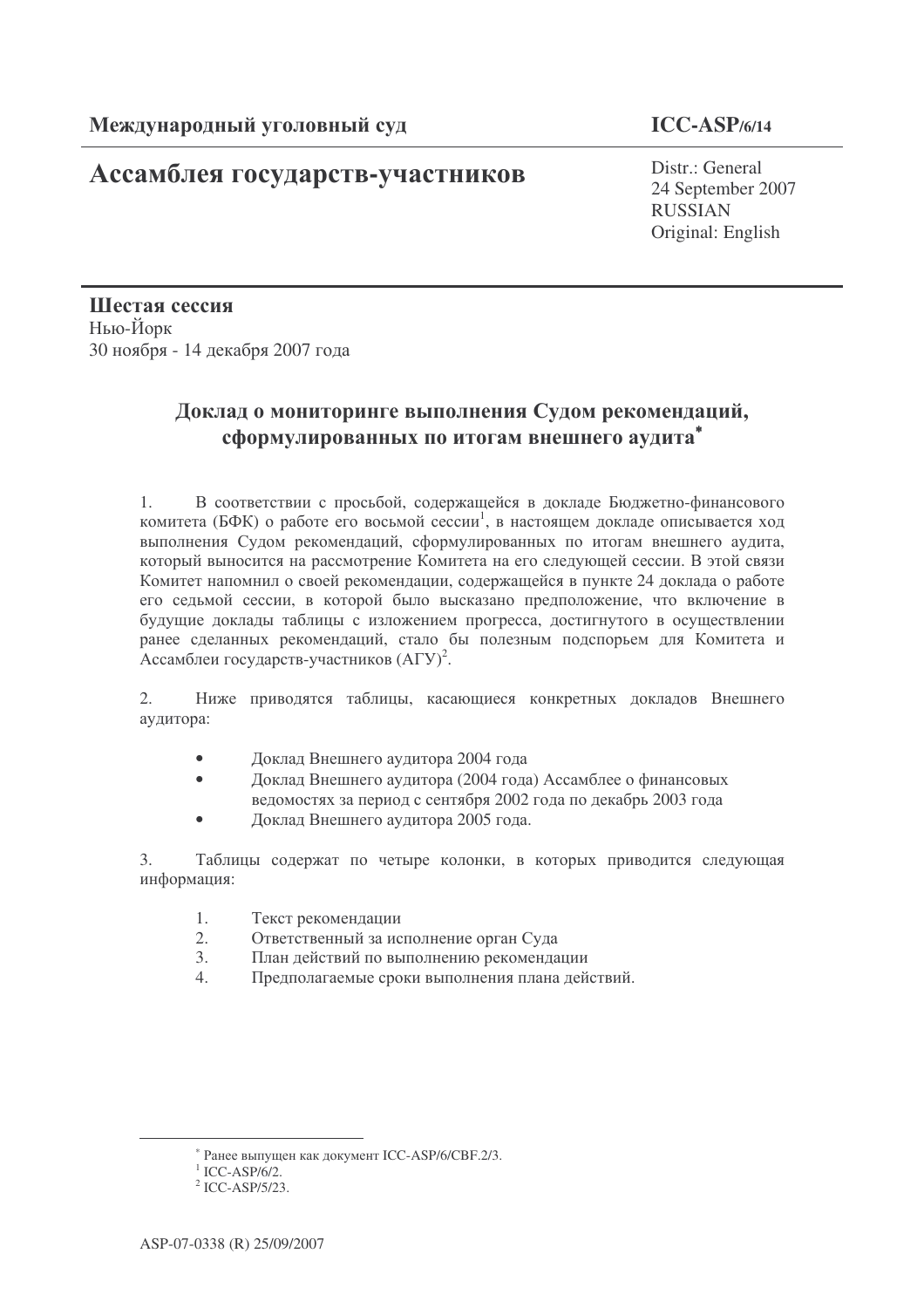**Международный уголовный суд** **ICC-ASP/6/14**

# Ассамблея государств-участников

Distr.: General
24 September 2007
RUSSIAN
Original: English

**Шестая сессия**
Нью-Йорк
30 ноября - 14 декабря 2007 года

## Доклад о мониторинге выполнения Судом рекомендаций, сформулированных по итогам внешнего аудита*

1. В соответствии с просьбой, содержащейся в докладе Бюджетно-финансового комитета (БФК) о работе его восьмой сессии[1], в настоящем докладе описывается ход выполнения Судом рекомендаций, сформулированных по итогам внешнего аудита, который выносится на рассмотрение Комитета на его следующей сессии. В этой связи Комитет напомнил о своей рекомендации, содержащейся в пункте 24 доклада о работе его седьмой сессии, в которой было высказано предположение, что включение в будущие доклады таблицы с изложением прогресса, достигнутого в осуществлении ранее сделанных рекомендаций, стало бы полезным подспорьем для Комитета и Ассамблеи государств-участников (АГУ)[2].

2. Ниже приводятся таблицы, касающиеся конкретных докладов Внешнего аудитора:

- Доклад Внешнего аудитора 2004 года
- Доклад Внешнего аудитора (2004 года) Ассамблее о финансовых ведомостях за период с сентября 2002 года по декабрь 2003 года
- Доклад Внешнего аудитора 2005 года.

3. Таблицы содержат по четыре колонки, в которых приводится следующая информация:

1. Текст рекомендации
2. Ответственный за исполнение орган Суда
3. План действий по выполнению рекомендации
4. Предполагаемые сроки выполнения плана действий.

---

* Ранее выпущен как документ ICC-ASP/6/CBF.2/3.

[1] ICC-ASP/6/2.

[2] ICC-ASP/5/23.

ASP-07-0338 (R) 25/09/2007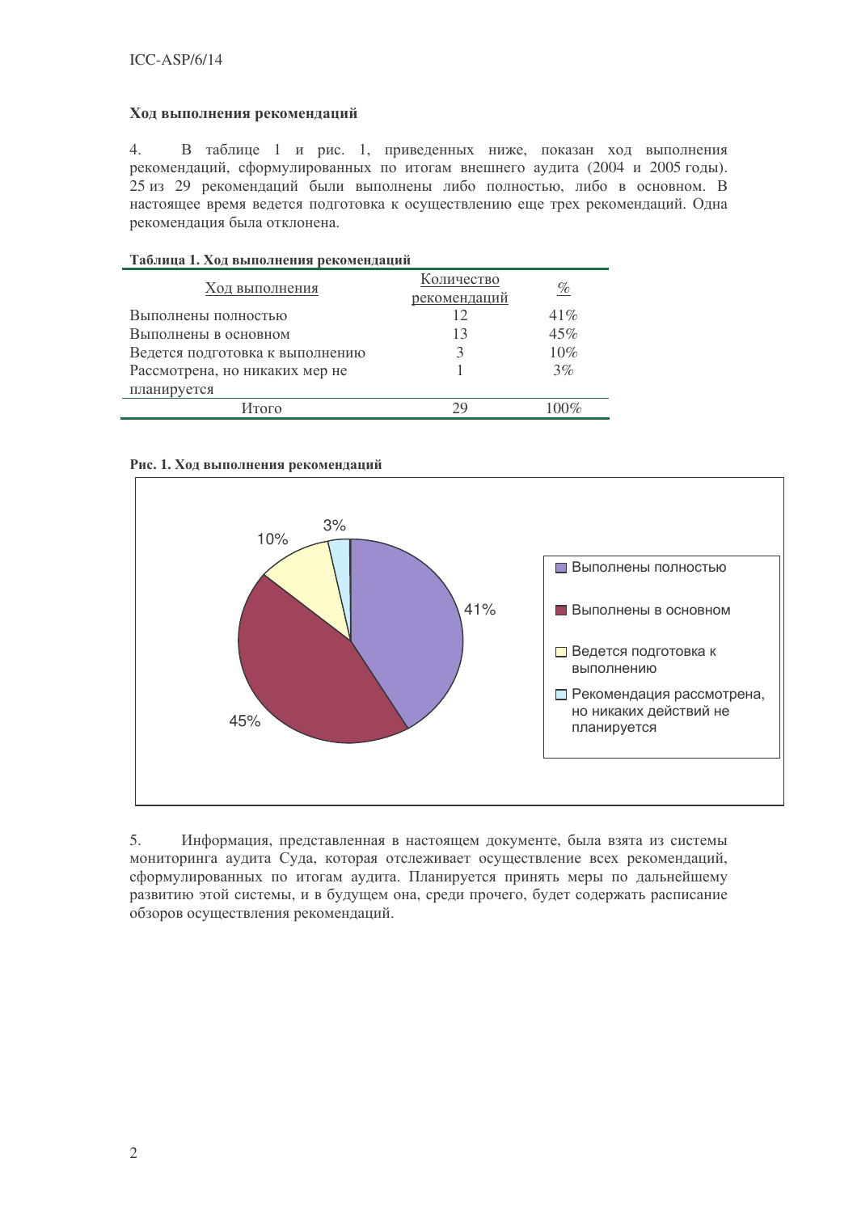### Ход выполнения рекомендаций

4. В таблице 1 и рис. 1, приведенных ниже, показан ход выполнения рекомендаций, сформулированных по итогам внешнего аудита (2004 и 2005 годы). 25 из 29 рекомендаций были выполнены либо полностью, либо в основном. В настоящее время ведется подготовка к осуществлению еще трех рекомендаций. Одна рекомендация была отклонена.

**Таблица 1. Ход выполнения рекомендаций**

| Ход выполнения | Количество рекомендаций | % |
|---|---|---|
| Выполнены полностью | 12 | 41% |
| Выполнены в основном | 13 | 45% |
| Ведется подготовка к выполнению | 3 | 10% |
| Рассмотрена, но никаких мер не планируется | 1 | 3% |
| Итого | 29 | 100% |

**Рис. 1. Ход выполнения рекомендаций**

- Выполнены полностью: 41%
- Выполнены в основном: 45%
- Ведется подготовка к выполнению: 10%
- Рекомендация рассмотрена, но никаких действий не планируется: 3%

5. Информация, представленная в настоящем документе, была взята из системы мониторинга аудита Суда, которая отслеживает осуществление всех рекомендаций, сформулированных по итогам аудита. Планируется принять меры по дальнейшему развитию этой системы, и в будущем она, среди прочего, будет содержать расписание обзоров осуществления рекомендаций.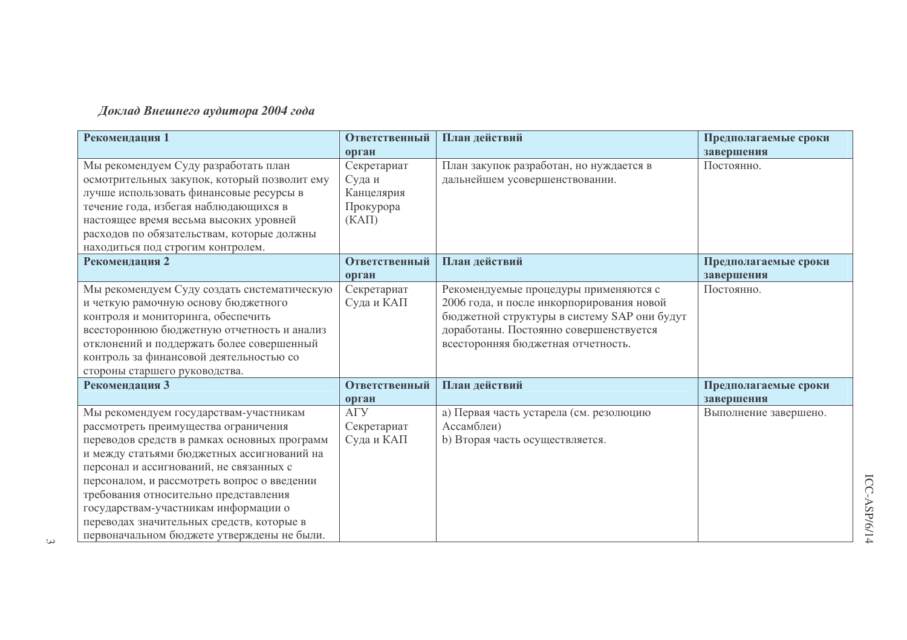*Доклад Внешнего аудитора 2004 года*

| Рекомендация 1 | Ответственный орган | План действий | Предполагаемые сроки завершения |
|---|---|---|---|
| Мы рекомендуем Суду разработать план осмотрительных закупок, который позволит ему лучше использовать финансовые ресурсы в течение года, избегая наблюдающихся в настоящее время весьма высоких уровней расходов по обязательствам, которые должны находиться под строгим контролем. | Секретариат Суда и Канцелярия Прокурора (КАП) | План закупок разработан, но нуждается в дальнейшем усовершенствовании. | Постоянно. |
| **Рекомендация 2** | **Ответственный орган** | **План действий** | **Предполагаемые сроки завершения** |
| Мы рекомендуем Суду создать систематическую и четкую рамочную основу бюджетного контроля и мониторинга, обеспечить всестороннюю бюджетную отчетность и анализ отклонений и поддержать более совершенный контроль за финансовой деятельностью со стороны старшего руководства. | Секретариат Суда и КАП | Рекомендуемые процедуры применяются с 2006 года, и после инкорпорирования новой бюджетной структуры в систему SAP они будут доработаны. Постоянно совершенствуется всесторонняя бюджетная отчетность. | Постоянно. |
| **Рекомендация 3** | **Ответственный орган** | **План действий** | **Предполагаемые сроки завершения** |
| Мы рекомендуем государствам-участникам рассмотреть преимущества ограничения переводов средств в рамках основных программ и между статьями бюджетных ассигнований на персонал и ассигнований, не связанных с персоналом, и рассмотреть вопрос о введении требования относительно представления государствам-участникам информации о переводах значительных средств, которые в первоначальном бюджете утверждены не были. | АГУ Секретариат Суда и КАП | a) Первая часть устарела (см. резолюцию Ассамблеи)<br>b) Вторая часть осуществляется. | Выполнение завершено. |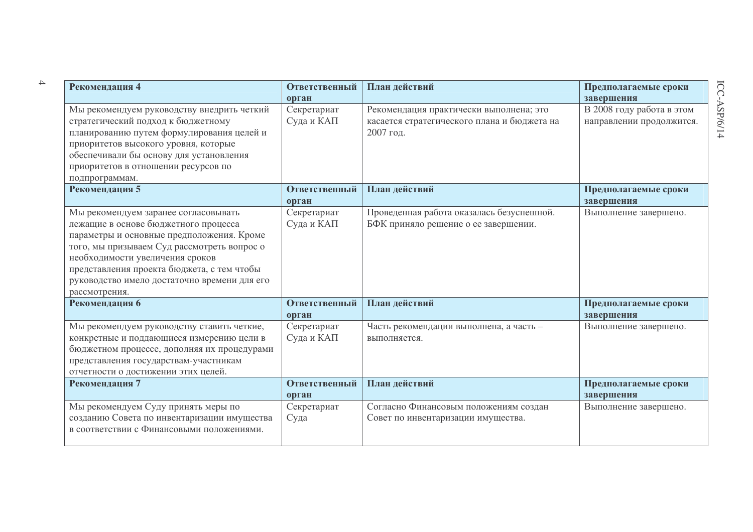| Рекомендация 4 | Ответственный орган | План действий | Предполагаемые сроки завершения |
|---|---|---|---|
| Мы рекомендуем руководству внедрить четкий стратегический подход к бюджетному планированию путем формулирования целей и приоритетов высокого уровня, которые обеспечивали бы основу для установления приоритетов в отношении ресурсов по подпрограммам. | Секретариат Суда и КАП | Рекомендация практически выполнена; это касается стратегического плана и бюджета на 2007 год. | В 2008 году работа в этом направлении продолжится. |
| **Рекомендация 5** | **Ответственный орган** | **План действий** | **Предполагаемые сроки завершения** |
| Мы рекомендуем заранее согласовывать лежащие в основе бюджетного процесса параметры и основные предположения. Кроме того, мы призываем Суд рассмотреть вопрос о необходимости увеличения сроков представления проекта бюджета, с тем чтобы руководство имело достаточно времени для его рассмотрения. | Секретариат Суда и КАП | Проведенная работа оказалась безуспешной. БФК приняло решение о ее завершении. | Выполнение завершено. |
| **Рекомендация 6** | **Ответственный орган** | **План действий** | **Предполагаемые сроки завершения** |
| Мы рекомендуем руководству ставить четкие, конкретные и поддающиеся измерению цели в бюджетном процессе, дополняя их процедурами представления государствам-участникам отчетности о достижении этих целей. | Секретариат Суда и КАП | Часть рекомендации выполнена, а часть – выполняется. | Выполнение завершено. |
| **Рекомендация 7** | **Ответственный орган** | **План действий** | **Предполагаемые сроки завершения** |
| Мы рекомендуем Суду принять меры по созданию Совета по инвентаризации имущества в соответствии с Финансовыми положениями. | Секретариат Суда | Согласно Финансовым положениям создан Совет по инвентаризации имущества. | Выполнение завершено. |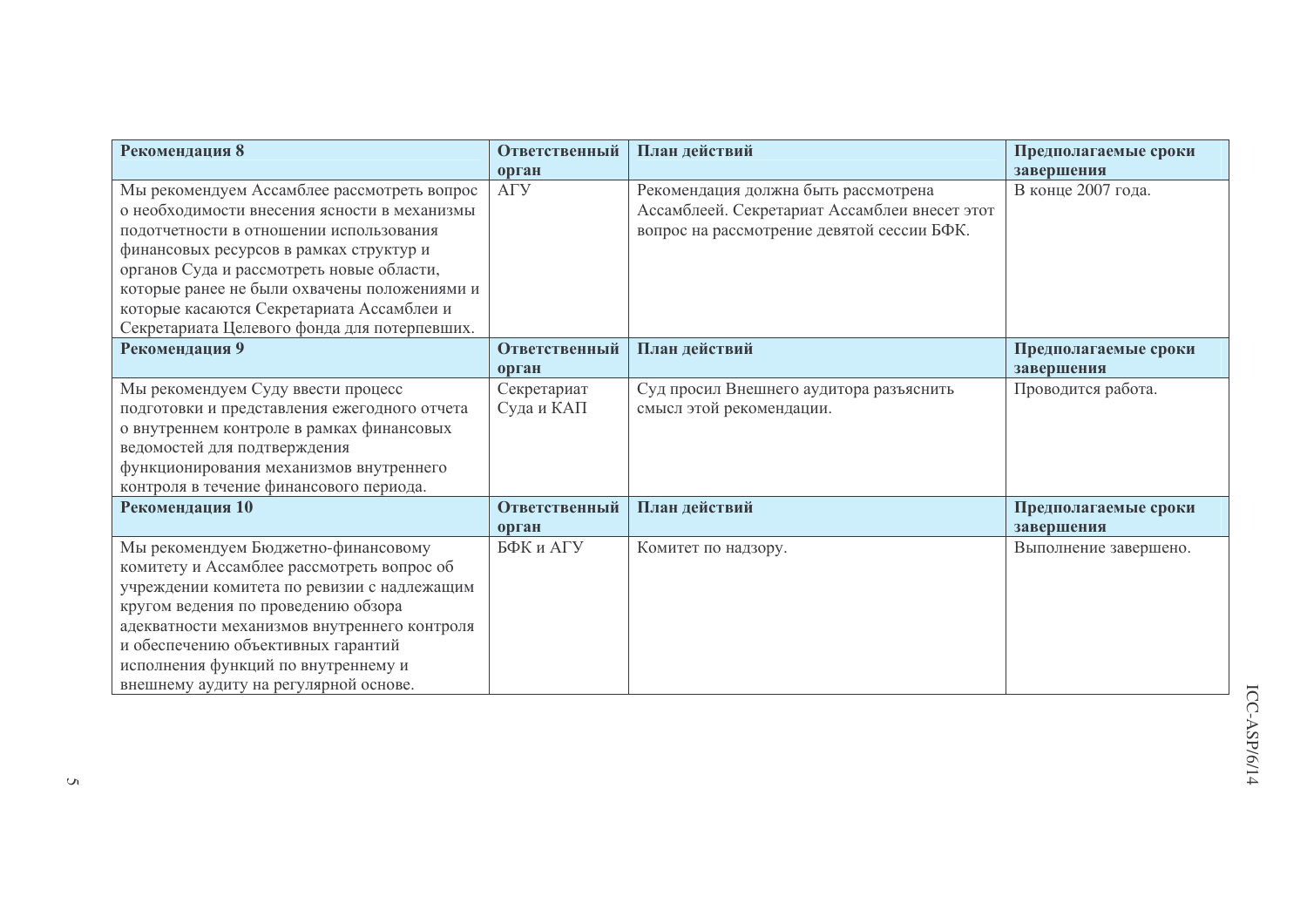| Рекомендация 8 | Ответственный орган | План действий | Предполагаемые сроки завершения |
|---|---|---|---|
| Мы рекомендуем Ассамблее рассмотреть вопрос о необходимости внесения ясности в механизмы подотчетности в отношении использования финансовых ресурсов в рамках структур и органов Суда и рассмотреть новые области, которые ранее не были охвачены положениями и которые касаются Секретариата Ассамблеи и Секретариата Целевого фонда для потерпевших. | АГУ | Рекомендация должна быть рассмотрена Ассамблеей. Секретариат Ассамблеи внесет этот вопрос на рассмотрение девятой сессии БФК. | В конце 2007 года. |
| **Рекомендация 9** | **Ответственный орган** | **План действий** | **Предполагаемые сроки завершения** |
| Мы рекомендуем Суду ввести процесс подготовки и представления ежегодного отчета о внутреннем контроле в рамках финансовых ведомостей для подтверждения функционирования механизмов внутреннего контроля в течение финансового периода. | Секретариат Суда и КАП | Суд просил Внешнего аудитора разъяснить смысл этой рекомендации. | Проводится работа. |
| **Рекомендация 10** | **Ответственный орган** | **План действий** | **Предполагаемые сроки завершения** |
| Мы рекомендуем Бюджетно-финансовому комитету и Ассамблее рассмотреть вопрос об учреждении комитета по ревизии с надлежащим кругом ведения по проведению обзора адекватности механизмов внутреннего контроля и обеспечению объективных гарантий исполнения функций по внутреннему и внешнему аудиту на регулярной основе. | БФК и АГУ | Комитет по надзору. | Выполнение завершено. |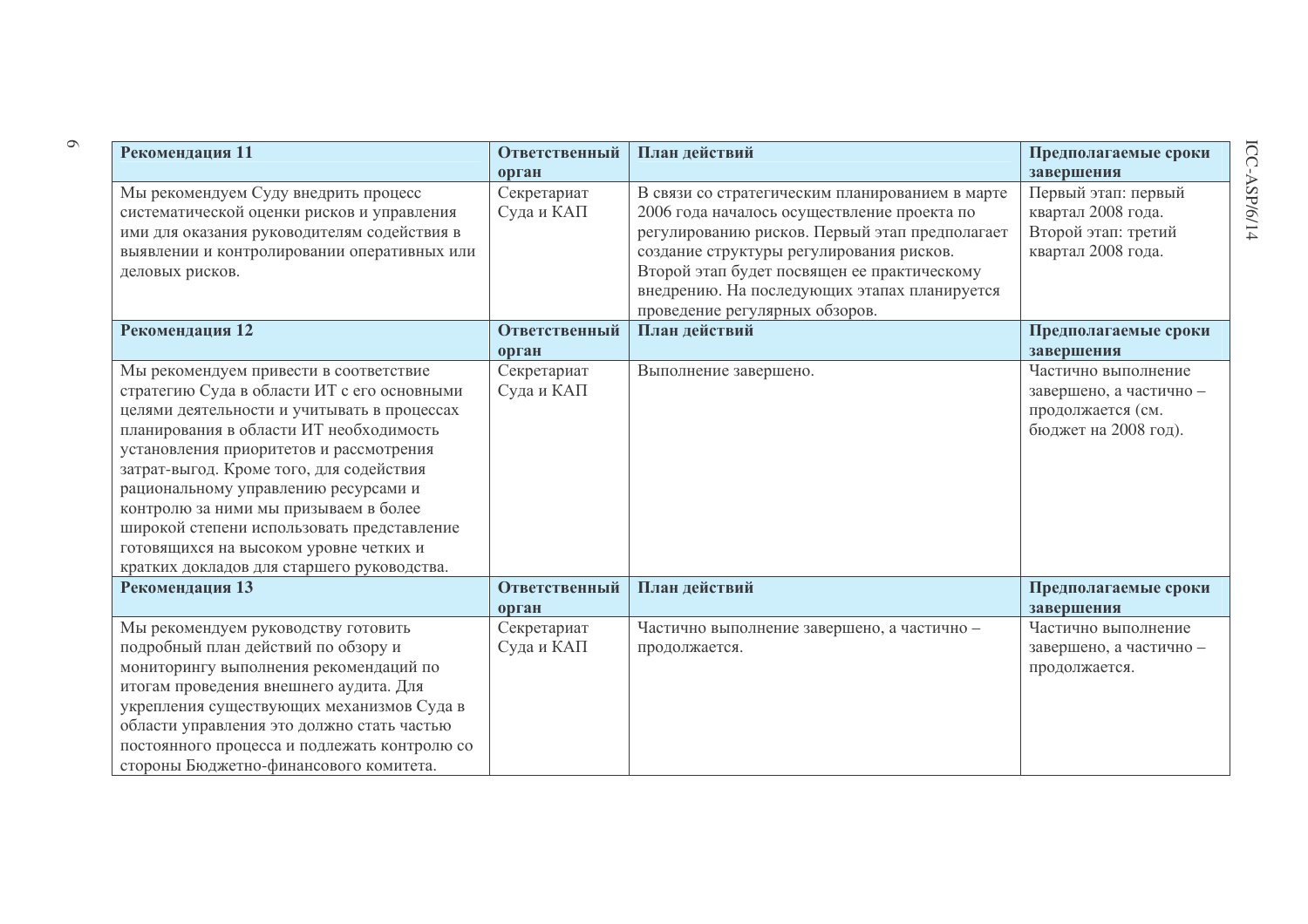| Рекомендация 11 | Ответственный орган | План действий | Предполагаемые сроки завершения |
|---|---|---|---|
| Мы рекомендуем Суду внедрить процесс систематической оценки рисков и управления ими для оказания руководителям содействия в выявлении и контролировании оперативных или деловых рисков. | Секретариат Суда и КАП | В связи со стратегическим планированием в марте 2006 года началось осуществление проекта по регулированию рисков. Первый этап предполагает создание структуры регулирования рисков. Второй этап будет посвящен ее практическому внедрению. На последующих этапах планируется проведение регулярных обзоров. | Первый этап: первый квартал 2008 года. Второй этап: третий квартал 2008 года. |
| **Рекомендация 12** | **Ответственный орган** | **План действий** | **Предполагаемые сроки завершения** |
| Мы рекомендуем привести в соответствие стратегию Суда в области ИТ с его основными целями деятельности и учитывать в процессах планирования в области ИТ необходимость установления приоритетов и рассмотрения затрат-выгод. Кроме того, для содействия рациональному управлению ресурсами и контролю за ними мы призываем в более широкой степени использовать представление готовящихся на высоком уровне четких и кратких докладов для старшего руководства. | Секретариат Суда и КАП | Выполнение завершено. | Частично выполнение завершено, а частично – продолжается (см. бюджет на 2008 год). |
| **Рекомендация 13** | **Ответственный орган** | **План действий** | **Предполагаемые сроки завершения** |
| Мы рекомендуем руководству готовить подробный план действий по обзору и мониторингу выполнения рекомендаций по итогам проведения внешнего аудита. Для укрепления существующих механизмов Суда в области управления это должно стать частью постоянного процесса и подлежать контролю со стороны Бюджетно-финансового комитета. | Секретариат Суда и КАП | Частично выполнение завершено, а частично – продолжается. | Частично выполнение завершено, а частично – продолжается. |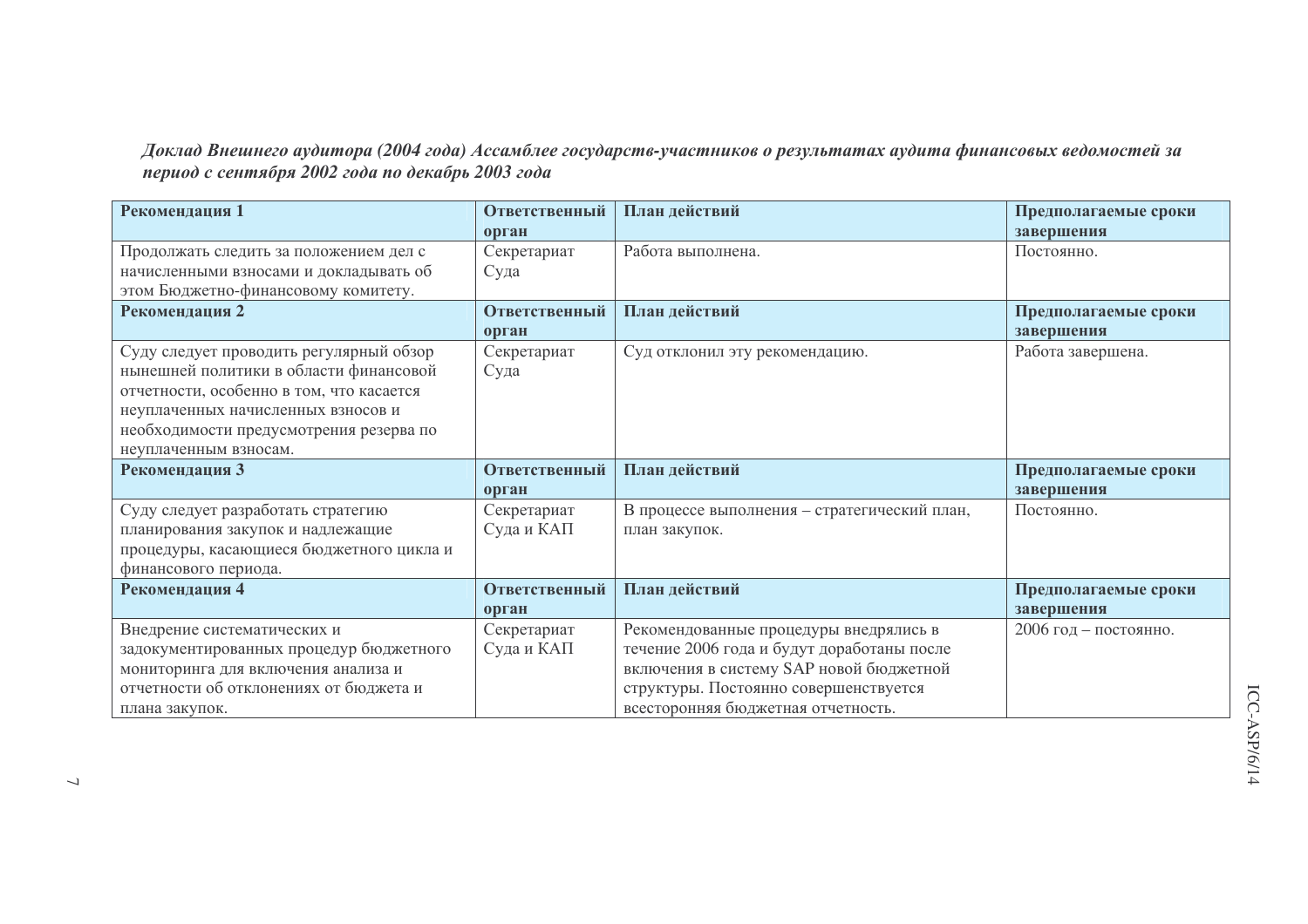***Доклад Внешнего аудитора (2004 года) Ассамблее государств-участников о результатах аудита финансовых ведомостей за период с сентября 2002 года по декабрь 2003 года***

| **Рекомендация 1** | **Ответственный орган** | **План действий** | **Предполагаемые сроки завершения** |
|---|---|---|---|
| Продолжать следить за положением дел с начисленными взносами и докладывать об этом Бюджетно-финансовому комитету. | Секретариат Суда | Работа выполнена. | Постоянно. |
| **Рекомендация 2** | **Ответственный орган** | **План действий** | **Предполагаемые сроки завершения** |
| Суду следует проводить регулярный обзор нынешней политики в области финансовой отчетности, особенно в том, что касается неуплаченных начисленных взносов и необходимости предусмотрения резерва по неуплаченным взносам. | Секретариат Суда | Суд отклонил эту рекомендацию. | Работа завершена. |
| **Рекомендация 3** | **Ответственный орган** | **План действий** | **Предполагаемые сроки завершения** |
| Суду следует разработать стратегию планирования закупок и надлежащие процедуры, касающиеся бюджетного цикла и финансового периода. | Секретариат Суда и КАП | В процессе выполнения – стратегический план, план закупок. | Постоянно. |
| **Рекомендация 4** | **Ответственный орган** | **План действий** | **Предполагаемые сроки завершения** |
| Внедрение систематических и задокументированных процедур бюджетного мониторинга для включения анализа и отчетности об отклонениях от бюджета и плана закупок. | Секретариат Суда и КАП | Рекомендованные процедуры внедрялись в течение 2006 года и будут доработаны после включения в систему SAP новой бюджетной структуры. Постоянно совершенствуется всесторонняя бюджетная отчетность. | 2006 год – постоянно. |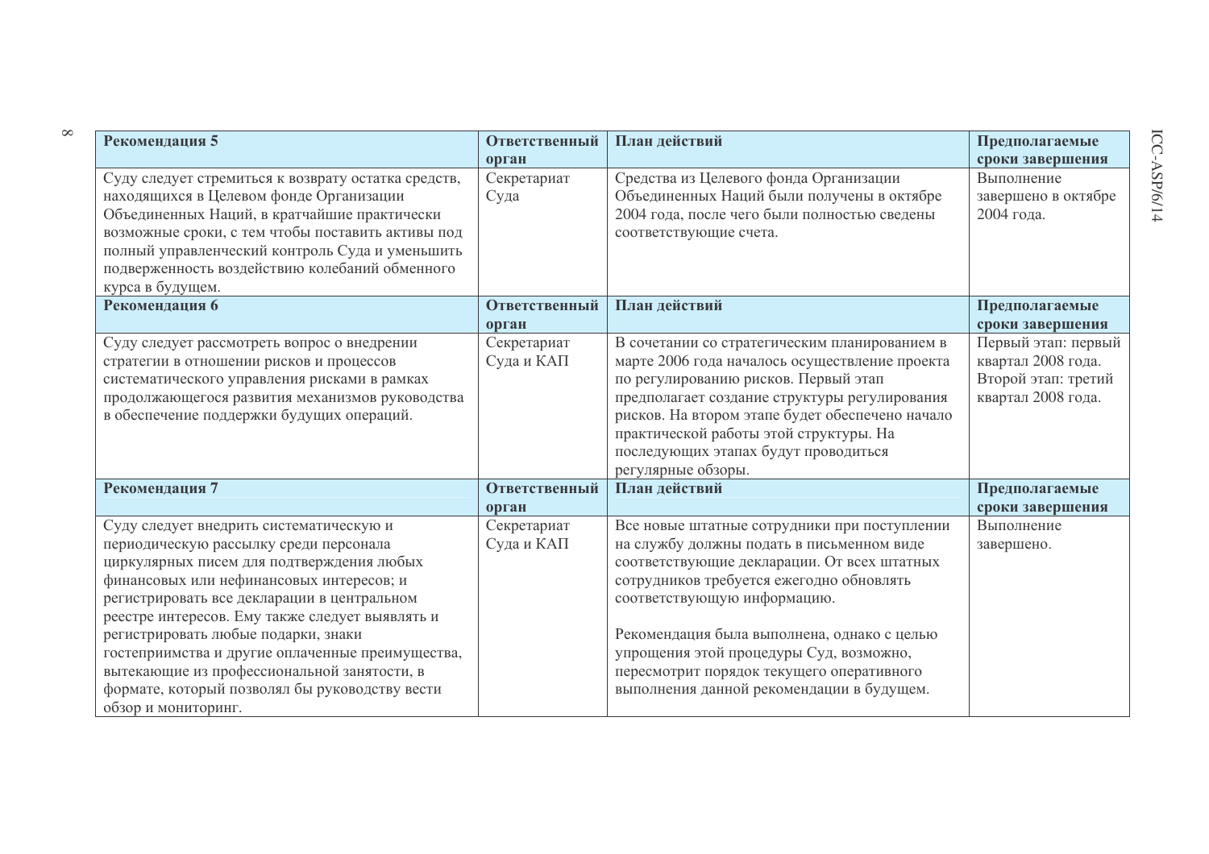| **Рекомендация 5** | **Ответственный орган** | **План действий** | **Предполагаемые сроки завершения** |
|---|---|---|---|
| Суду следует стремиться к возврату остатка средств, находящихся в Целевом фонде Организации Объединенных Наций, в кратчайшие практически возможные сроки, с тем чтобы поставить активы под полный управленческий контроль Суда и уменьшить подверженность воздействию колебаний обменного курса в будущем. | Секретариат Суда | Средства из Целевого фонда Организации Объединенных Наций были получены в октябре 2004 года, после чего были полностью сведены соответствующие счета. | Выполнение завершено в октябре 2004 года. |
| **Рекомендация 6** | **Ответственный орган** | **План действий** | **Предполагаемые сроки завершения** |
| Суду следует рассмотреть вопрос о внедрении стратегии в отношении рисков и процессов систематического управления рисками в рамках продолжающегося развития механизмов руководства в обеспечение поддержки будущих операций. | Секретариат Суда и КАП | В сочетании со стратегическим планированием в марте 2006 года началось осуществление проекта по регулированию рисков. Первый этап предполагает создание структуры регулирования рисков. На втором этапе будет обеспечено начало практической работы этой структуры. На последующих этапах будут проводиться регулярные обзоры. | Первый этап: первый квартал 2008 года. Второй этап: третий квартал 2008 года. |
| **Рекомендация 7** | **Ответственный орган** | **План действий** | **Предполагаемые сроки завершения** |
| Суду следует внедрить систематическую и периодическую рассылку среди персонала циркулярных писем для подтверждения любых финансовых или нефинансовых интересов; и регистрировать все декларации в центральном реестре интересов. Ему также следует выявлять и регистрировать любые подарки, знаки гостеприимства и другие оплаченные преимущества, вытекающие из профессиональной занятости, в формате, который позволял бы руководству вести обзор и мониторинг. | Секретариат Суда и КАП | Все новые штатные сотрудники при поступлении на службу должны подать в письменном виде соответствующие декларации. От всех штатных сотрудников требуется ежегодно обновлять соответствующую информацию.<br><br>Рекомендация была выполнена, однако с целью упрощения этой процедуры Суд, возможно, пересмотрит порядок текущего оперативного выполнения данной рекомендации в будущем. | Выполнение завершено. |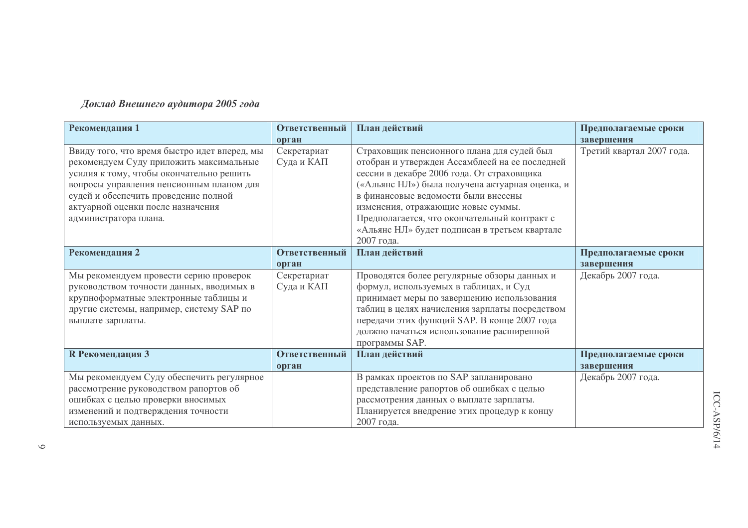*Доклад Внешнего аудитора 2005 года*

| Рекомендация 1 | Ответственный орган | План действий | Предполагаемые сроки завершения |
|---|---|---|---|
| Ввиду того, что время быстро идет вперед, мы рекомендуем Суду приложить максимальные усилия к тому, чтобы окончательно решить вопросы управления пенсионным планом для судей и обеспечить проведение полной актуарной оценки после назначения администратора плана. | Секретариат Суда и КАП | Страховщик пенсионного плана для судей был отобран и утвержден Ассамблеей на ее последней сессии в декабре 2006 года. От страховщика («Альянс НЛ») была получена актуарная оценка, и в финансовые ведомости были внесены изменения, отражающие новые суммы. Предполагается, что окончательный контракт с «Альянс НЛ» будет подписан в третьем квартале 2007 года. | Третий квартал 2007 года. |
| **Рекомендация 2** | **Ответственный орган** | **План действий** | **Предполагаемые сроки завершения** |
| Мы рекомендуем провести серию проверок руководством точности данных, вводимых в крупноформатные электронные таблицы и другие системы, например, систему SAP по выплате зарплаты. | Секретариат Суда и КАП | Проводятся более регулярные обзоры данных и формул, используемых в таблицах, и Суд принимает меры по завершению использования таблиц в целях начисления зарплаты посредством передачи этих функций SAP. В конце 2007 года должно начаться использование расширенной программы SAP. | Декабрь 2007 года. |
| **R Рекомендация 3** | **Ответственный орган** | **План действий** | **Предполагаемые сроки завершения** |
| Мы рекомендуем Суду обеспечить регулярное рассмотрение руководством рапортов об ошибках с целью проверки вносимых изменений и подтверждения точности используемых данных. | | В рамках проектов по SAP запланировано представление рапортов об ошибках с целью рассмотрения данных о выплате зарплаты. Планируется внедрение этих процедур к концу 2007 года. | Декабрь 2007 года. |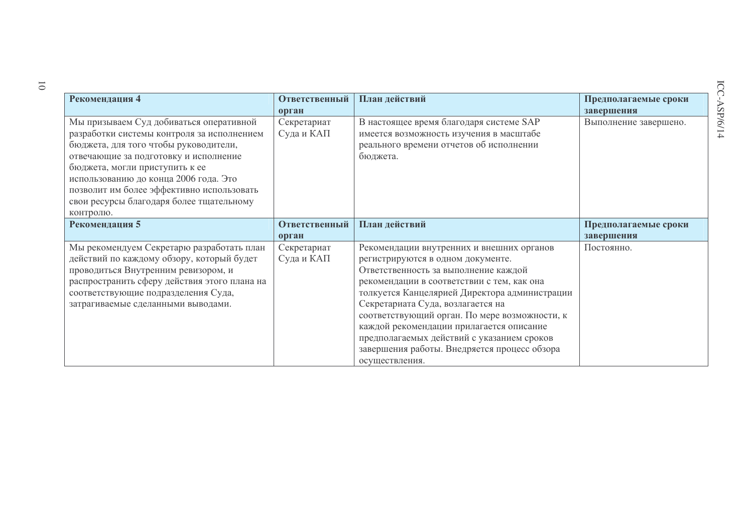| Рекомендация 4 | Ответственный орган | План действий | Предполагаемые сроки завершения |
| --- | --- | --- | --- |
| Мы призываем Суд добиваться оперативной разработки системы контроля за исполнением бюджета, для того чтобы руководители, отвечающие за подготовку и исполнение бюджета, могли приступить к ее использованию до конца 2006 года. Это позволит им более эффективно использовать свои ресурсы благодаря более тщательному контролю. | Секретариат Суда и КАП | В настоящее время благодаря системе SAP имеется возможность изучения в масштабе реального времени отчетов об исполнении бюджета. | Выполнение завершено. |
| **Рекомендация 5** | **Ответственный орган** | **План действий** | **Предполагаемые сроки завершения** |
| Мы рекомендуем Секретарю разработать план действий по каждому обзору, который будет проводиться Внутренним ревизором, и распространить сферу действия этого плана на соответствующие подразделения Суда, затрагиваемые сделанными выводами. | Секретариат Суда и КАП | Рекомендации внутренних и внешних органов регистрируются в одном документе. Ответственность за выполнение каждой рекомендации в соответствии с тем, как она толкуется Канцелярией Директора администрации Секретариата Суда, возлагается на соответствующий орган. По мере возможности, к каждой рекомендации прилагается описание предполагаемых действий с указанием сроков завершения работы. Внедряется процесс обзора осуществления. | Постоянно. |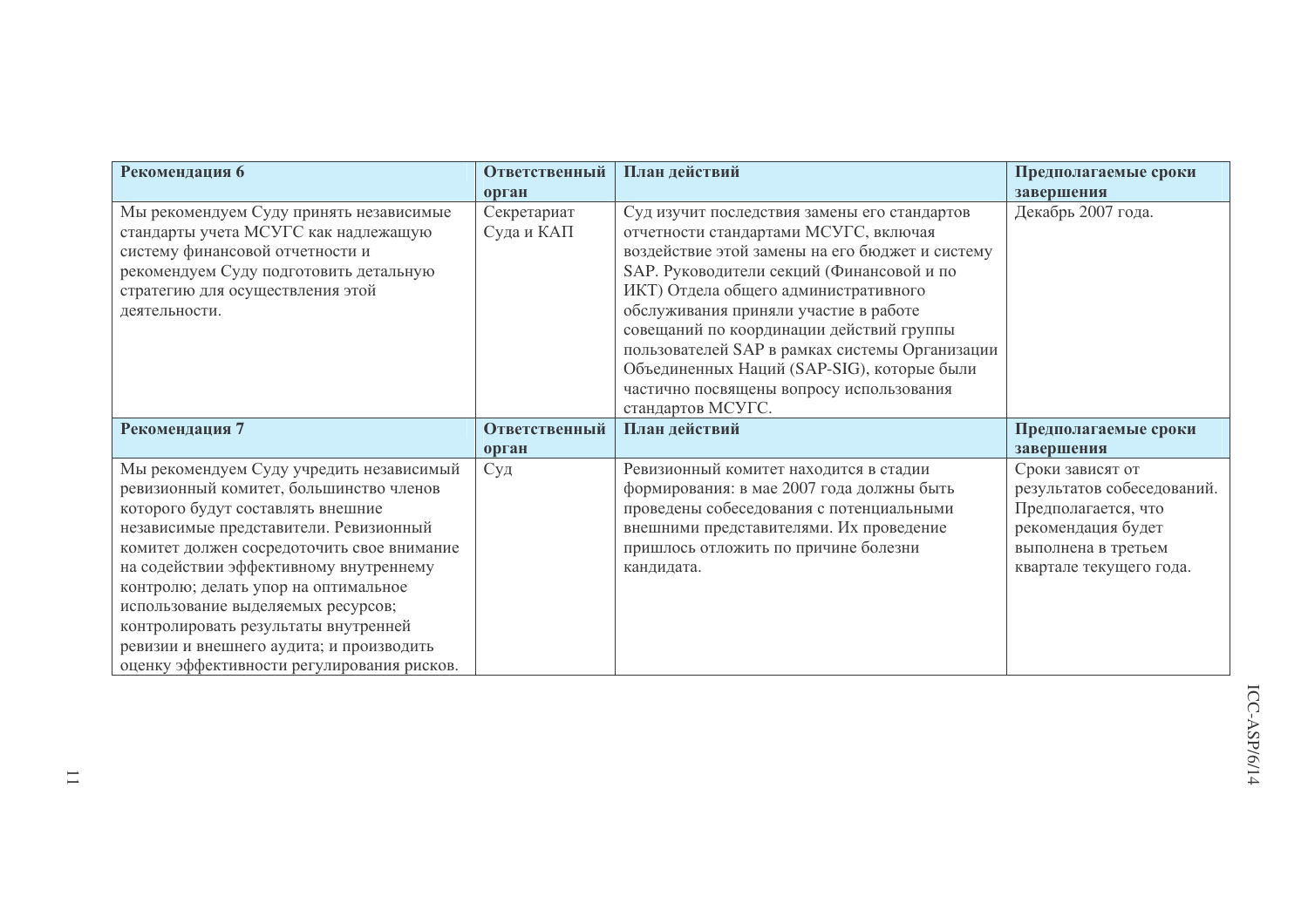| Рекомендация 6 | Ответственный орган | План действий | Предполагаемые сроки завершения |
|---|---|---|---|
| Мы рекомендуем Суду принять независимые стандарты учета МСУГС как надлежащую систему финансовой отчетности и рекомендуем Суду подготовить детальную стратегию для осуществления этой деятельности. | Секретариат Суда и КАП | Суд изучит последствия замены его стандартов отчетности стандартами МСУГС, включая воздействие этой замены на его бюджет и систему SAP. Руководители секций (Финансовой и по ИКТ) Отдела общего административного обслуживания приняли участие в работе совещаний по координации действий группы пользователей SAP в рамках системы Организации Объединенных Наций (SAP-SIG), которые были частично посвящены вопросу использования стандартов МСУГС. | Декабрь 2007 года. |
| **Рекомендация 7** | **Ответственный орган** | **План действий** | **Предполагаемые сроки завершения** |
| Мы рекомендуем Суду учредить независимый ревизионный комитет, большинство членов которого будут составлять внешние независимые представители. Ревизионный комитет должен сосредоточить свое внимание на содействии эффективному внутреннему контролю; делать упор на оптимальное использование выделяемых ресурсов; контролировать результаты внутренней ревизии и внешнего аудита; и производить оценку эффективности регулирования рисков. | Суд | Ревизионный комитет находится в стадии формирования: в мае 2007 года должны быть проведены собеседования с потенциальными внешними представителями. Их проведение пришлось отложить по причине болезни кандидата. | Сроки зависят от результатов собеседований. Предполагается, что рекомендация будет выполнена в третьем квартале текущего года. |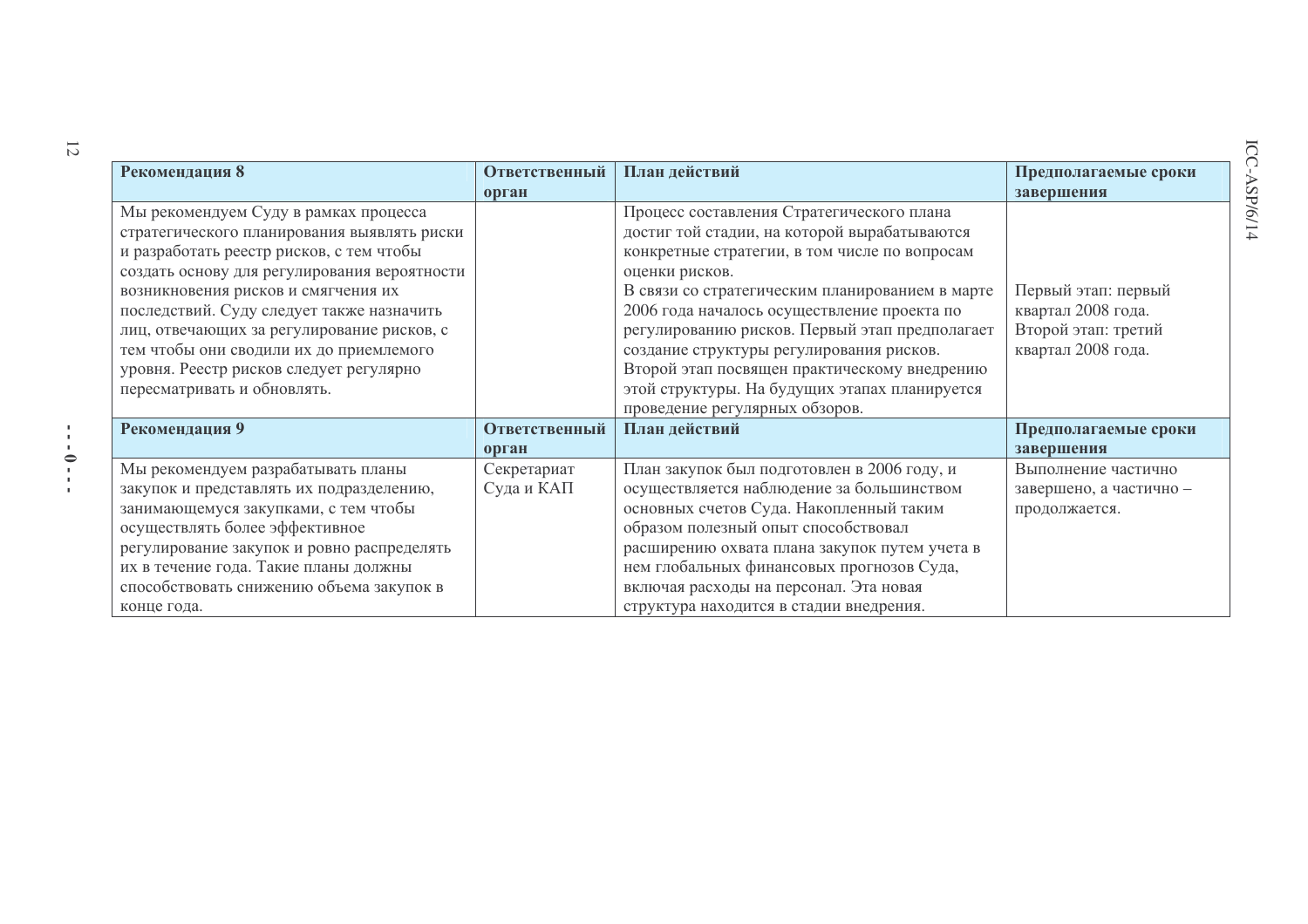| Рекомендация 8 | Ответственный орган | План действий | Предполагаемые сроки завершения |
|---|---|---|---|
| Мы рекомендуем Суду в рамках процесса стратегического планирования выявлять риски и разработать реестр рисков, с тем чтобы создать основу для регулирования вероятности возникновения рисков и смягчения их последствий. Суду следует также назначить лиц, отвечающих за регулирование рисков, с тем чтобы они сводили их до приемлемого уровня. Реестр рисков следует регулярно пересматривать и обновлять. | | Процесс составления Стратегического плана достиг той стадии, на которой вырабатываются конкретные стратегии, в том числе по вопросам оценки рисков. В связи со стратегическим планированием в марте 2006 года началось осуществление проекта по регулированию рисков. Первый этап предполагает создание структуры регулирования рисков. Второй этап посвящен практическому внедрению этой структуры. На будущих этапах планируется проведение регулярных обзоров. | Первый этап: первый квартал 2008 года. Второй этап: третий квартал 2008 года. |
| **Рекомендация 9** | **Ответственный орган** | **План действий** | **Предполагаемые сроки завершения** |
| Мы рекомендуем разрабатывать планы закупок и представлять их подразделению, занимающемуся закупками, с тем чтобы осуществлять более эффективное регулирование закупок и ровно распределять их в течение года. Такие планы должны способствовать снижению объема закупок в конце года. | Секретариат Суда и КАП | План закупок был подготовлен в 2006 году, и осуществляется наблюдение за большинством основных счетов Суда. Накопленный таким образом полезный опыт способствовал расширению охвата плана закупок путем учета в нем глобальных финансовых прогнозов Суда, включая расходы на персонал. Эта новая структура находится в стадии внедрения. | Выполнение частично завершено, а частично – продолжается. |

--- 0 ---